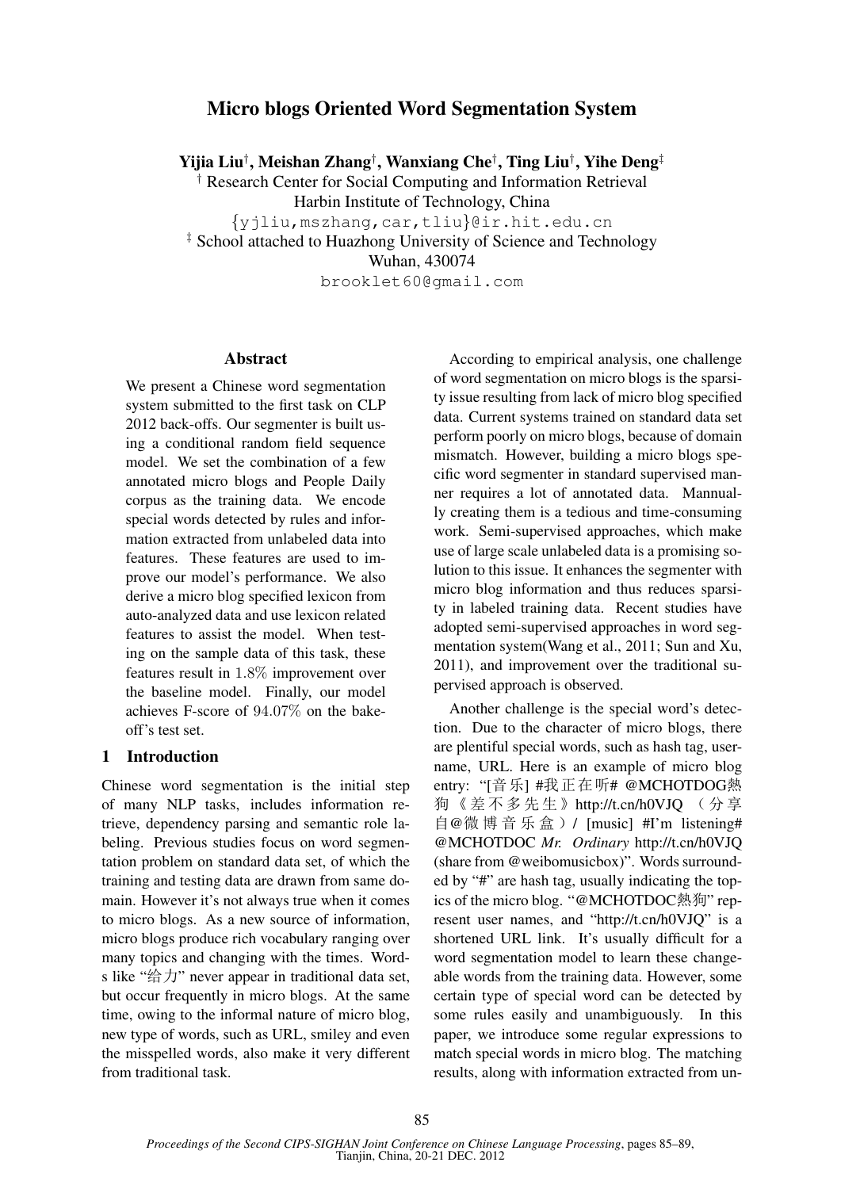# Micro blogs Oriented Word Segmentation System

**Yijia Liu†, Meishan Zhang†, Wanxiang Che†, Ting Liu†, Yihe Deng‡**

† Research Center for Social Computing and Information Retrieval
Harbin Institute of Technology, China
{yjliu,mszhang,car,tliu}@ir.hit.edu.cn

‡ School attached to Huazhong University of Science and Technology
Wuhan, 430074
brooklet60@gmail.com

## Abstract

We present a Chinese word segmentation system submitted to the first task on CLP 2012 back-offs. Our segmenter is built using a conditional random field sequence model. We set the combination of a few annotated micro blogs and People Daily corpus as the training data. We encode special words detected by rules and information extracted from unlabeled data into features. These features are used to improve our model's performance. We also derive a micro blog specified lexicon from auto-analyzed data and use lexicon related features to assist the model. When testing on the sample data of this task, these features result in 1.8% improvement over the baseline model. Finally, our model achieves F-score of 94.07% on the bakeoff's test set.

## 1 Introduction

Chinese word segmentation is the initial step of many NLP tasks, includes information retrieve, dependency parsing and semantic role labeling. Previous studies focus on word segmentation problem on standard data set, of which the training and testing data are drawn from same domain. However it's not always true when it comes to micro blogs. As a new source of information, micro blogs produce rich vocabulary ranging over many topics and changing with the times. Words like "给力" never appear in traditional data set, but occur frequently in micro blogs. At the same time, owing to the informal nature of micro blog, new type of words, such as URL, smiley and even the misspelled words, also make it very different from traditional task.

According to empirical analysis, one challenge of word segmentation on micro blogs is the sparsity issue resulting from lack of micro blog specified data. Current systems trained on standard data set perform poorly on micro blogs, because of domain mismatch. However, building a micro blogs specific word segmenter in standard supervised manner requires a lot of annotated data. Mannually creating them is a tedious and time-consuming work. Semi-supervised approaches, which make use of large scale unlabeled data is a promising solution to this issue. It enhances the segmenter with micro blog information and thus reduces sparsity in labeled training data. Recent studies have adopted semi-supervised approaches in word segmentation system(Wang et al., 2011; Sun and Xu, 2011), and improvement over the traditional supervised approach is observed.

Another challenge is the special word's detection. Due to the character of micro blogs, there are plentiful special words, such as hash tag, username, URL. Here is an example of micro blog entry: "[音乐] #我正在听# @MCHOTDOG熱狗《差不多先生》http://t.cn/h0VJQ （分享自@微博音乐盒）/ [music] #I'm listening# @MCHOTDOC *Mr. Ordinary* http://t.cn/h0VJQ (share from @weibomusicbox)". Words surrounded by "#" are hash tag, usually indicating the topics of the micro blog. "@MCHOTDOC熱狗" represent user names, and "http://t.cn/h0VJQ" is a shortened URL link. It's usually difficult for a word segmentation model to learn these changeable words from the training data. However, some certain type of special word can be detected by some rules easily and unambiguously. In this paper, we introduce some regular expressions to match special words in micro blog. The matching results, along with information extracted from un-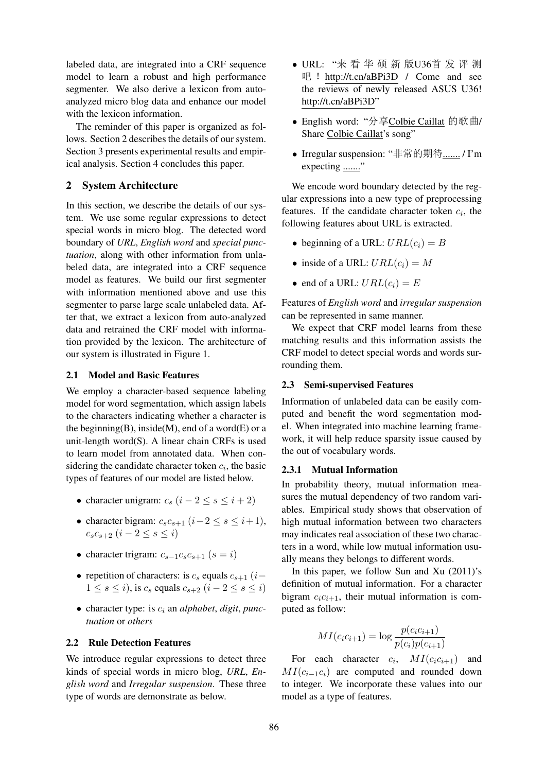labeled data, are integrated into a CRF sequence model to learn a robust and high performance segmenter. We also derive a lexicon from auto-analyzed micro blog data and enhance our model with the lexicon information.

The reminder of this paper is organized as follows. Section 2 describes the details of our system. Section 3 presents experimental results and empirical analysis. Section 4 concludes this paper.

## 2 System Architecture

In this section, we describe the details of our system. We use some regular expressions to detect special words in micro blog. The detected word boundary of *URL*, *English word* and *special punctuation*, along with other information from unlabeled data, are integrated into a CRF sequence model as features. We build our first segmenter with information mentioned above and use this segmenter to parse large scale unlabeled data. After that, we extract a lexicon from auto-analyzed data and retrained the CRF model with information provided by the lexicon. The architecture of our system is illustrated in Figure 1.

### 2.1 Model and Basic Features

We employ a character-based sequence labeling model for word segmentation, which assign labels to the characters indicating whether a character is the beginning(B), inside(M), end of a word(E) or a unit-length word(S). A linear chain CRFs is used to learn model from annotated data. When considering the candidate character token $c_i$, the basic types of features of our model are listed below.

- character unigram: $c_s$ $(i-2 \leq s \leq i+2)$
- character bigram: $c_s c_{s+1}$ $(i-2 \leq s \leq i+1)$, $c_s c_{s+2}$ $(i-2 \leq s \leq i)$
- character trigram: $c_{s-1} c_s c_{s+1}$ $(s = i)$
- repetition of characters: is $c_s$ equals $c_{s+1}$ $(i-1 \leq s \leq i)$, is $c_s$ equals $c_{s+2}$ $(i-2 \leq s \leq i)$
- character type: is $c_i$ an *alphabet*, *digit*, *punctuation* or *others*

### 2.2 Rule Detection Features

We introduce regular expressions to detect three kinds of special words in micro blog, *URL*, *English word* and *Irregular suspension*. These three type of words are demonstrate as below.

- URL: "来 看 华 硕 新 版U36首 发 评 测 吧！http://t.cn/aBPi3D / Come and see the reviews of newly released ASUS U36! http://t.cn/aBPi3D"
- English word: "分享Colbie Caillat 的歌曲/ Share Colbie Caillat's song"
- Irregular suspension: "非常的期待....... / I'm expecting ......."

We encode word boundary detected by the regular expressions into a new type of preprocessing features. If the candidate character token $c_i$, the following features about URL is extracted.

- beginning of a URL: $URL(c_i) = B$
- inside of a URL: $URL(c_i) = M$
- end of a URL: $URL(c_i) = E$

Features of *English word* and *irregular suspension* can be represented in same manner.

We expect that CRF model learns from these matching results and this information assists the CRF model to detect special words and words surrounding them.

### 2.3 Semi-supervised Features

Information of unlabeled data can be easily computed and benefit the word segmentation model. When integrated into machine learning framework, it will help reduce sparsity issue caused by the out of vocabulary words.

#### 2.3.1 Mutual Information

In probability theory, mutual information measures the mutual dependency of two random variables. Empirical study shows that observation of high mutual information between two characters may indicates real association of these two characters in a word, while low mutual information usually means they belongs to different words.

In this paper, we follow Sun and Xu (2011)'s definition of mutual information. For a character bigram $c_i c_{i+1}$, their mutual information is computed as follow:

$$MI(c_i c_{i+1}) = \log \frac{p(c_i c_{i+1})}{p(c_i)p(c_{i+1})}$$

For each character $c_i$, $MI(c_i c_{i+1})$ and $MI(c_{i-1} c_i)$ are computed and rounded down to integer. We incorporate these values into our model as a type of features.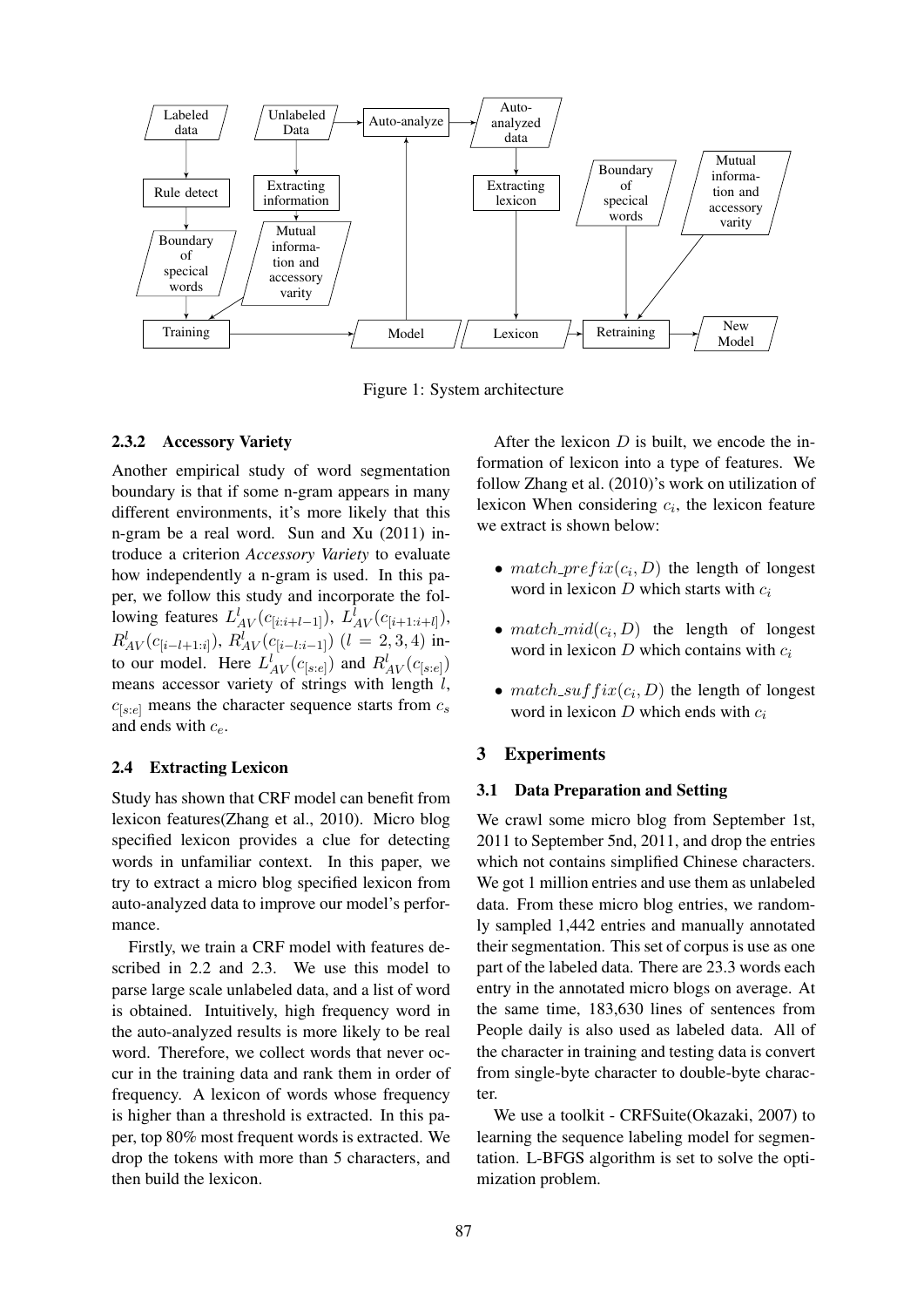Figure 1: System architecture

#### 2.3.2 Accessory Variety

Another empirical study of word segmentation boundary is that if some n-gram appears in many different environments, it's more likely that this n-gram be a real word. Sun and Xu (2011) introduce a criterion *Accessory Variety* to evaluate how independently a n-gram is used. In this paper, we follow this study and incorporate the following features $L^l_{AV}(c_{[i:i+l-1]})$, $L^l_{AV}(c_{[i+1:i+l]})$, $R^l_{AV}(c_{[i-l+1:i]})$, $R^l_{AV}(c_{[i-l:i-1]})$ $(l = 2, 3, 4)$ into our model. Here $L^l_{AV}(c_{[s:e]})$ and $R^l_{AV}(c_{[s:e]})$ means accessor variety of strings with length $l$, $c_{[s:e]}$ means the character sequence starts from $c_s$ and ends with $c_e$.

### 2.4 Extracting Lexicon

Study has shown that CRF model can benefit from lexicon features(Zhang et al., 2010). Micro blog specified lexicon provides a clue for detecting words in unfamiliar context. In this paper, we try to extract a micro blog specified lexicon from auto-analyzed data to improve our model's performance.

Firstly, we train a CRF model with features described in 2.2 and 2.3. We use this model to parse large scale unlabeled data, and a list of word is obtained. Intuitively, high frequency word in the auto-analyzed results is more likely to be real word. Therefore, we collect words that never occur in the training data and rank them in order of frequency. A lexicon of words whose frequency is higher than a threshold is extracted. In this paper, top 80% most frequent words is extracted. We drop the tokens with more than 5 characters, and then build the lexicon.

After the lexicon $D$ is built, we encode the information of lexicon into a type of features. We follow Zhang et al. (2010)'s work on utilization of lexicon When considering $c_i$, the lexicon feature we extract is shown below:

- $match\_prefix(c_i, D)$ the length of longest word in lexicon $D$ which starts with $c_i$
- $match\_mid(c_i, D)$ the length of longest word in lexicon $D$ which contains with $c_i$
- $match\_suffix(c_i, D)$ the length of longest word in lexicon $D$ which ends with $c_i$

## 3 Experiments

### 3.1 Data Preparation and Setting

We crawl some micro blog from September 1st, 2011 to September 5nd, 2011, and drop the entries which not contains simplified Chinese characters. We got 1 million entries and use them as unlabeled data. From these micro blog entries, we randomly sampled 1,442 entries and manually annotated their segmentation. This set of corpus is use as one part of the labeled data. There are 23.3 words each entry in the annotated micro blogs on average. At the same time, 183,630 lines of sentences from People daily is also used as labeled data. All of the character in training and testing data is convert from single-byte character to double-byte character.

We use a toolkit - CRFSuite(Okazaki, 2007) to learning the sequence labeling model for segmentation. L-BFGS algorithm is set to solve the optimization problem.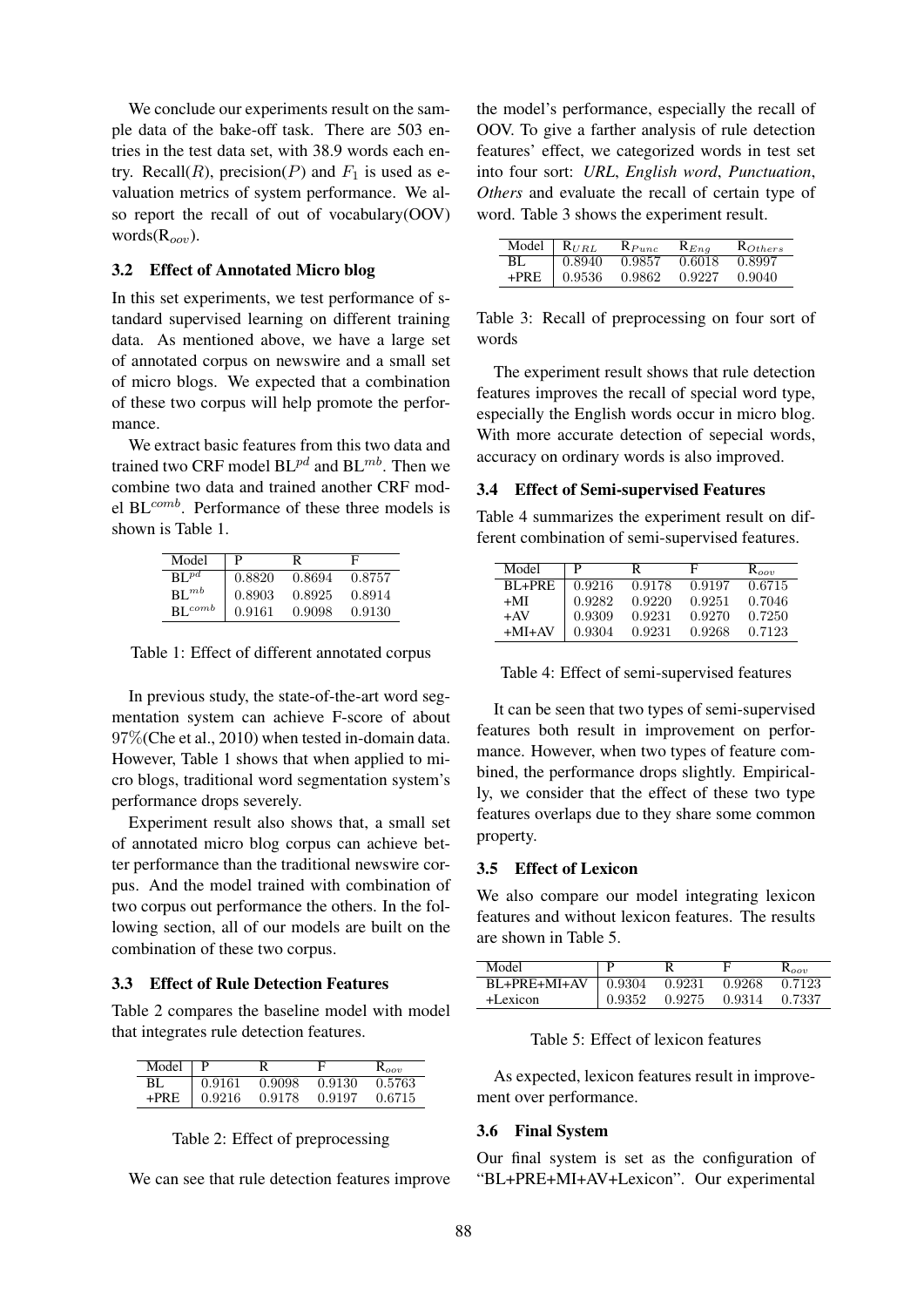We conclude our experiments result on the sample data of the bake-off task. There are 503 entries in the test data set, with 38.9 words each entry. Recall($R$), precision($P$) and $F_1$ is used as evaluation metrics of system performance. We also report the recall of out of vocabulary(OOV) words($R_{oov}$).

### 3.2 Effect of Annotated Micro blog

In this set experiments, we test performance of standard supervised learning on different training data. As mentioned above, we have a large set of annotated corpus on newswire and a small set of micro blogs. We expected that a combination of these two corpus will help promote the performance.

We extract basic features from this two data and trained two CRF model $BL^{pd}$ and $BL^{mb}$. Then we combine two data and trained another CRF model $BL^{comb}$. Performance of these three models is shown is Table 1.

| Model | P | R | F |
|---|---|---|---|
| $BL^{pd}$ | 0.8820 | 0.8694 | 0.8757 |
| $BL^{mb}$ | 0.8903 | 0.8925 | 0.8914 |
| $BL^{comb}$ | 0.9161 | 0.9098 | 0.9130 |

Table 1: Effect of different annotated corpus

In previous study, the state-of-the-art word segmentation system can achieve F-score of about 97%(Che et al., 2010) when tested in-domain data. However, Table 1 shows that when applied to micro blogs, traditional word segmentation system's performance drops severely.

Experiment result also shows that, a small set of annotated micro blog corpus can achieve better performance than the traditional newswire corpus. And the model trained with combination of two corpus out performance the others. In the following section, all of our models are built on the combination of these two corpus.

### 3.3 Effect of Rule Detection Features

Table 2 compares the baseline model with model that integrates rule detection features.

| Model | P | R | F | $R_{oov}$ |
|---|---|---|---|---|
| BL | 0.9161 | 0.9098 | 0.9130 | 0.5763 |
| +PRE | 0.9216 | 0.9178 | 0.9197 | 0.6715 |

Table 2: Effect of preprocessing

We can see that rule detection features improve the model's performance, especially the recall of OOV. To give a farther analysis of rule detection features' effect, we categorized words in test set into four sort: *URL*, *English word*, *Punctuation*, *Others* and evaluate the recall of certain type of word. Table 3 shows the experiment result.

| Model | $R_{URL}$ | $R_{Punc}$ | $R_{Eng}$ | $R_{Others}$ |
|---|---|---|---|---|
| BL | 0.8940 | 0.9857 | 0.6018 | 0.8997 |
| +PRE | 0.9536 | 0.9862 | 0.9227 | 0.9040 |

Table 3: Recall of preprocessing on four sort of words

The experiment result shows that rule detection features improves the recall of special word type, especially the English words occur in micro blog. With more accurate detection of sepecial words, accuracy on ordinary words is also improved.

### 3.4 Effect of Semi-supervised Features

Table 4 summarizes the experiment result on different combination of semi-supervised features.

| Model | P | R | F | $R_{oov}$ |
|---|---|---|---|---|
| BL+PRE | 0.9216 | 0.9178 | 0.9197 | 0.6715 |
| +MI | 0.9282 | 0.9220 | 0.9251 | 0.7046 |
| +AV | 0.9309 | 0.9231 | 0.9270 | 0.7250 |
| +MI+AV | 0.9304 | 0.9231 | 0.9268 | 0.7123 |

Table 4: Effect of semi-supervised features

It can be seen that two types of semi-supervised features both result in improvement on performance. However, when two types of feature combined, the performance drops slightly. Empirically, we consider that the effect of these two type features overlaps due to they share some common property.

### 3.5 Effect of Lexicon

We also compare our model integrating lexicon features and without lexicon features. The results are shown in Table 5.

| Model | P | R | F | $R_{oov}$ |
|---|---|---|---|---|
| BL+PRE+MI+AV | 0.9304 | 0.9231 | 0.9268 | 0.7123 |
| +Lexicon | 0.9352 | 0.9275 | 0.9314 | 0.7337 |

Table 5: Effect of lexicon features

As expected, lexicon features result in improvement over performance.

### 3.6 Final System

Our final system is set as the configuration of "BL+PRE+MI+AV+Lexicon". Our experimental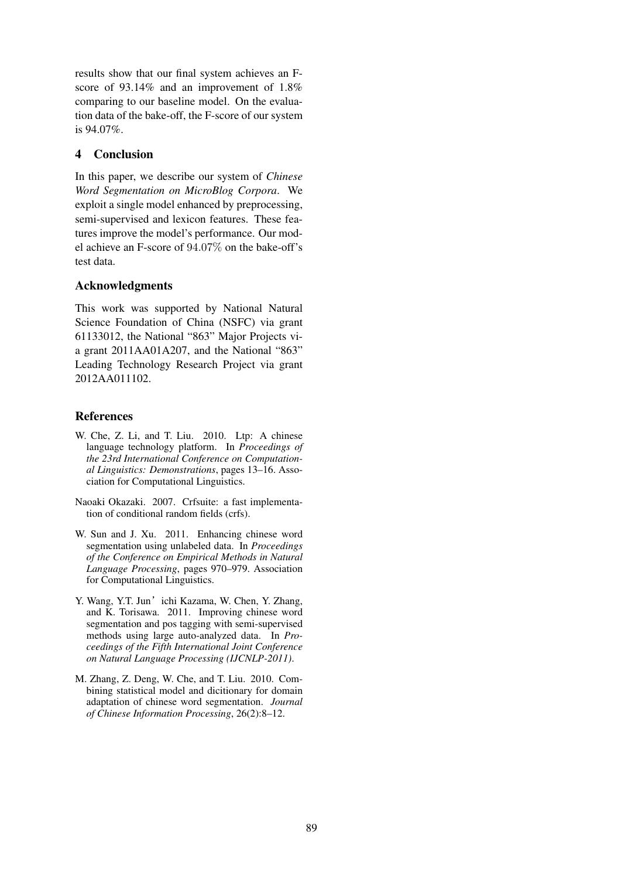results show that our final system achieves an F-score of 93.14% and an improvement of 1.8% comparing to our baseline model. On the evaluation data of the bake-off, the F-score of our system is 94.07%.

## 4 Conclusion

In this paper, we describe our system of *Chinese Word Segmentation on MicroBlog Corpora*. We exploit a single model enhanced by preprocessing, semi-supervised and lexicon features. These features improve the model's performance. Our model achieve an F-score of 94.07% on the bake-off's test data.

## Acknowledgments

This work was supported by National Natural Science Foundation of China (NSFC) via grant 61133012, the National "863" Major Projects via a grant 2011AA01A207, and the National "863" Leading Technology Research Project via grant 2012AA011102.

## References

W. Che, Z. Li, and T. Liu. 2010. Ltp: A chinese language technology platform. In *Proceedings of the 23rd International Conference on Computational Linguistics: Demonstrations*, pages 13–16. Association for Computational Linguistics.

Naoaki Okazaki. 2007. Crfsuite: a fast implementation of conditional random fields (crfs).

W. Sun and J. Xu. 2011. Enhancing chinese word segmentation using unlabeled data. In *Proceedings of the Conference on Empirical Methods in Natural Language Processing*, pages 970–979. Association for Computational Linguistics.

Y. Wang, Y.T. Jun'ichi Kazama, W. Chen, Y. Zhang, and K. Torisawa. 2011. Improving chinese word segmentation and pos tagging with semi-supervised methods using large auto-analyzed data. In *Proceedings of the Fifth International Joint Conference on Natural Language Processing (IJCNLP-2011)*.

M. Zhang, Z. Deng, W. Che, and T. Liu. 2010. Combining statistical model and dicitionary for domain adaptation of chinese word segmentation. *Journal of Chinese Information Processing*, 26(2):8–12.